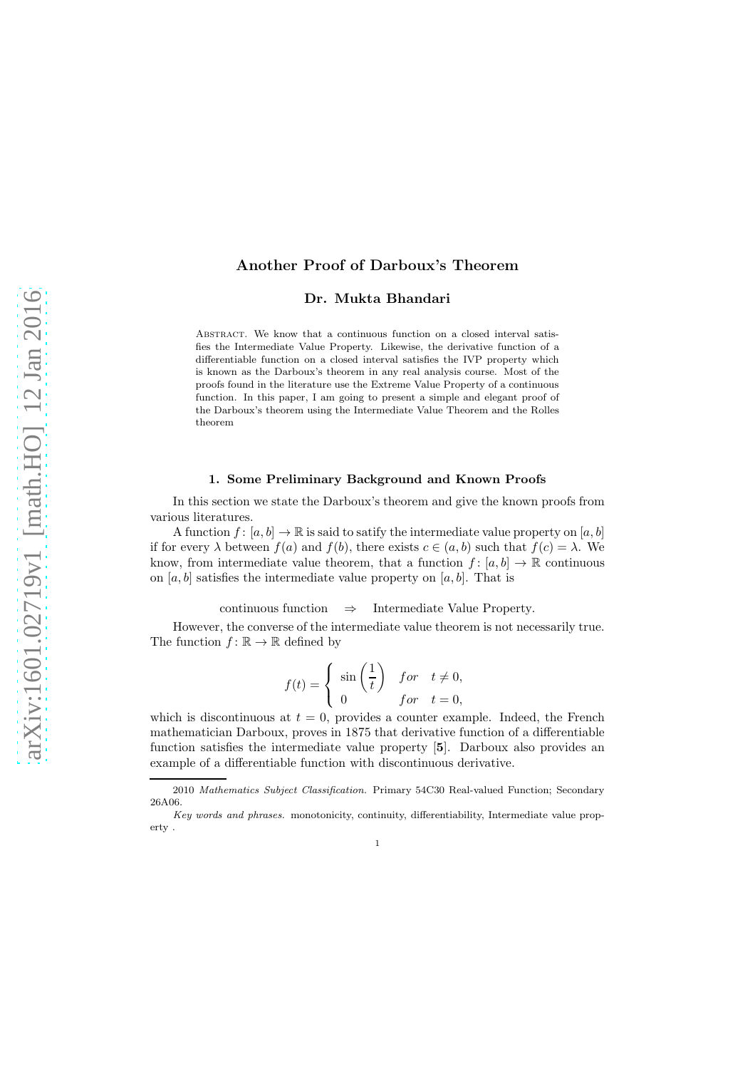# Another Proof of Darboux's Theorem

**Dr. Mukta Bhandari**

Abstract. We know that a continuous function on a closed interval satisfies the Intermediate Value Property. Likewise, the derivative function of a differentiable function on a closed interval satisfies the IVP property which is known as the Darboux's theorem in any real analysis course. Most of the proofs found in the literature use the Extreme Value Property of a continuous function. In this paper, I am going to present a simple and elegant proof of the Darboux's theorem using the Intermediate Value Theorem and the Rolles theorem

## 1. Some Preliminary Background and Known Proofs

In this section we state the Darboux's theorem and give the known proofs from various literatures.

A function $f\colon [a,b] \to \mathbb{R}$ is said to satify the intermediate value property on $[a,b]$ if for every $\lambda$ between $f(a)$ and $f(b)$, there exists $c \in (a,b)$ such that $f(c) = \lambda$. We know, from intermediate value theorem, that a function $f\colon [a,b] \to \mathbb{R}$ continuous on $[a,b]$ satisfies the intermediate value property on $[a,b]$. That is

$$\text{continuous function} \quad \Rightarrow \quad \text{Intermediate Value Property.}$$

However, the converse of the intermediate value theorem is not necessarily true. The function $f\colon \mathbb{R} \to \mathbb{R}$ defined by

$$f(t) = \begin{cases} \sin\left(\dfrac{1}{t}\right) & for \quad t \neq 0, \\ 0 & for \quad t = 0, \end{cases}$$

which is discontinuous at $t = 0$, provides a counter example. Indeed, the French mathematician Darboux, proves in 1875 that derivative function of a differentiable function satisfies the intermediate value property [**5**]. Darboux also provides an example of a differentiable function with discontinuous derivative.

2010 *Mathematics Subject Classification.* Primary 54C30 Real-valued Function; Secondary 26A06.

*Key words and phrases.* monotonicity, continuity, differentiability, Intermediate value property .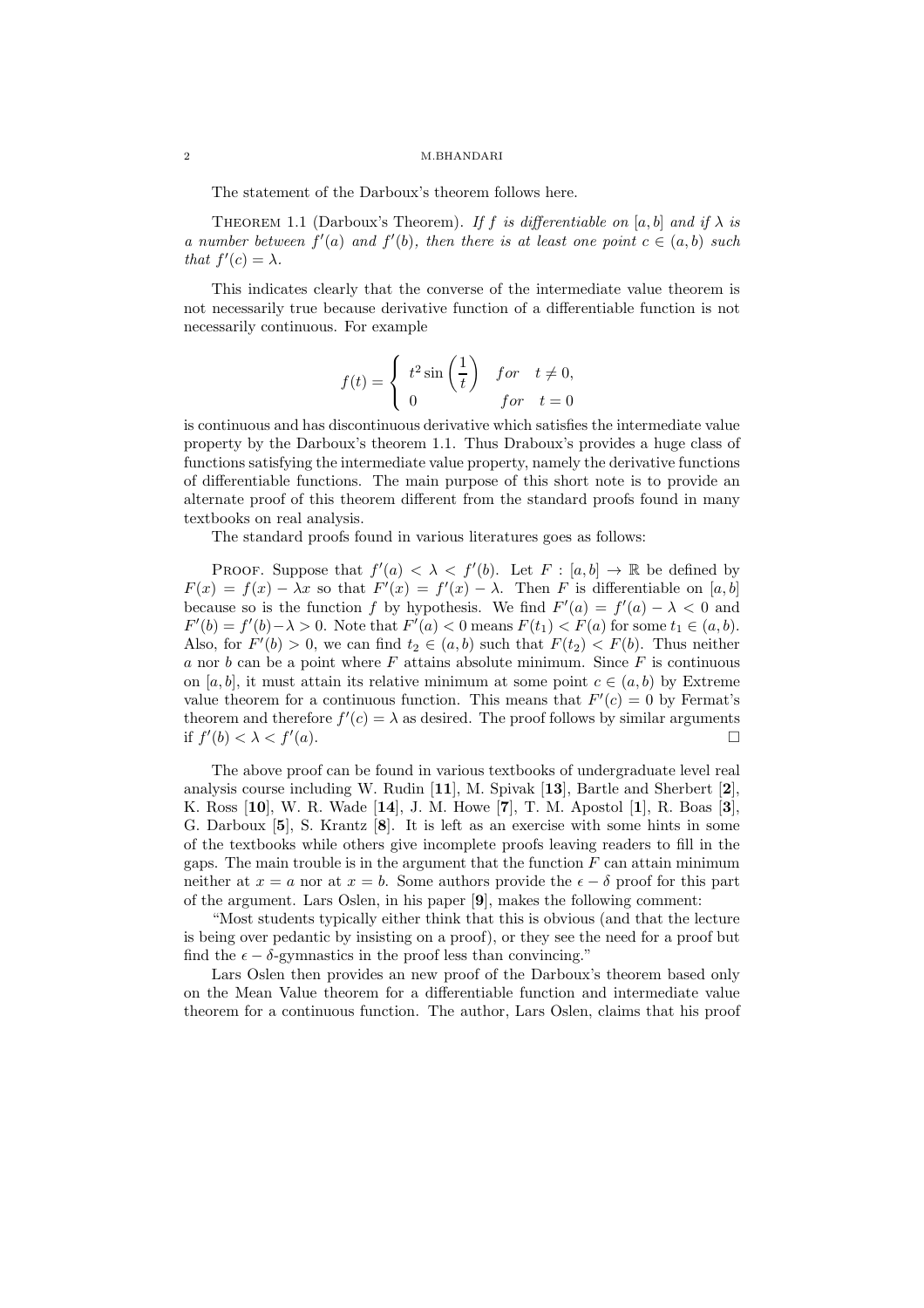The statement of the Darboux's theorem follows here.

Theorem 1.1 (Darboux's Theorem). *If $f$ is differentiable on $[a, b]$ and if $\lambda$ is a number between $f'(a)$ and $f'(b)$, then there is at least one point $c \in (a, b)$ such that $f'(c) = \lambda$.*

This indicates clearly that the converse of the intermediate value theorem is not necessarily true because derivative function of a differentiable function is not necessarily continuous. For example

$$f(t) = \begin{cases} t^2 \sin\left(\frac{1}{t}\right) & for \quad t \neq 0, \\ 0 & for \quad t = 0 \end{cases}$$

is continuous and has discontinuous derivative which satisfies the intermediate value property by the Darboux's theorem 1.1. Thus Draboux's provides a huge class of functions satisfying the intermediate value property, namely the derivative functions of differentiable functions. The main purpose of this short note is to provide an alternate proof of this theorem different from the standard proofs found in many textbooks on real analysis.

The standard proofs found in various literatures goes as follows:

Proof. Suppose that $f'(a) < \lambda < f'(b)$. Let $F : [a, b] \to \mathbb{R}$ be defined by $F(x) = f(x) - \lambda x$ so that $F'(x) = f'(x) - \lambda$. Then $F$ is differentiable on $[a, b]$ because so is the function $f$ by hypothesis. We find $F'(a) = f'(a) - \lambda < 0$ and $F'(b) = f'(b) - \lambda > 0$. Note that $F'(a) < 0$ means $F(t_1) < F(a)$ for some $t_1 \in (a, b)$. Also, for $F'(b) > 0$, we can find $t_2 \in (a, b)$ such that $F(t_2) < F(b)$. Thus neither $a$ nor $b$ can be a point where $F$ attains absolute minimum. Since $F$ is continuous on $[a, b]$, it must attain its relative minimum at some point $c \in (a, b)$ by Extreme value theorem for a continuous function. This means that $F'(c) = 0$ by Fermat's theorem and therefore $f'(c) = \lambda$ as desired. The proof follows by similar arguments if $f'(b) < \lambda < f'(a)$. □

The above proof can be found in various textbooks of undergraduate level real analysis course including W. Rudin [**11**], M. Spivak [**13**], Bartle and Sherbert [**2**], K. Ross [**10**], W. R. Wade [**14**], J. M. Howe [**7**], T. M. Apostol [**1**], R. Boas [**3**], G. Darboux [**5**], S. Krantz [**8**]. It is left as an exercise with some hints in some of the textbooks while others give incomplete proofs leaving readers to fill in the gaps. The main trouble is in the argument that the function $F$ can attain minimum neither at $x = a$ nor at $x = b$. Some authors provide the $\epsilon - \delta$ proof for this part of the argument. Lars Oslen, in his paper [**9**], makes the following comment:

"Most students typically either think that this is obvious (and that the lecture is being over pedantic by insisting on a proof), or they see the need for a proof but find the $\epsilon - \delta$-gymnastics in the proof less than convincing."

Lars Oslen then provides an new proof of the Darboux's theorem based only on the Mean Value theorem for a differentiable function and intermediate value theorem for a continuous function. The author, Lars Oslen, claims that his proof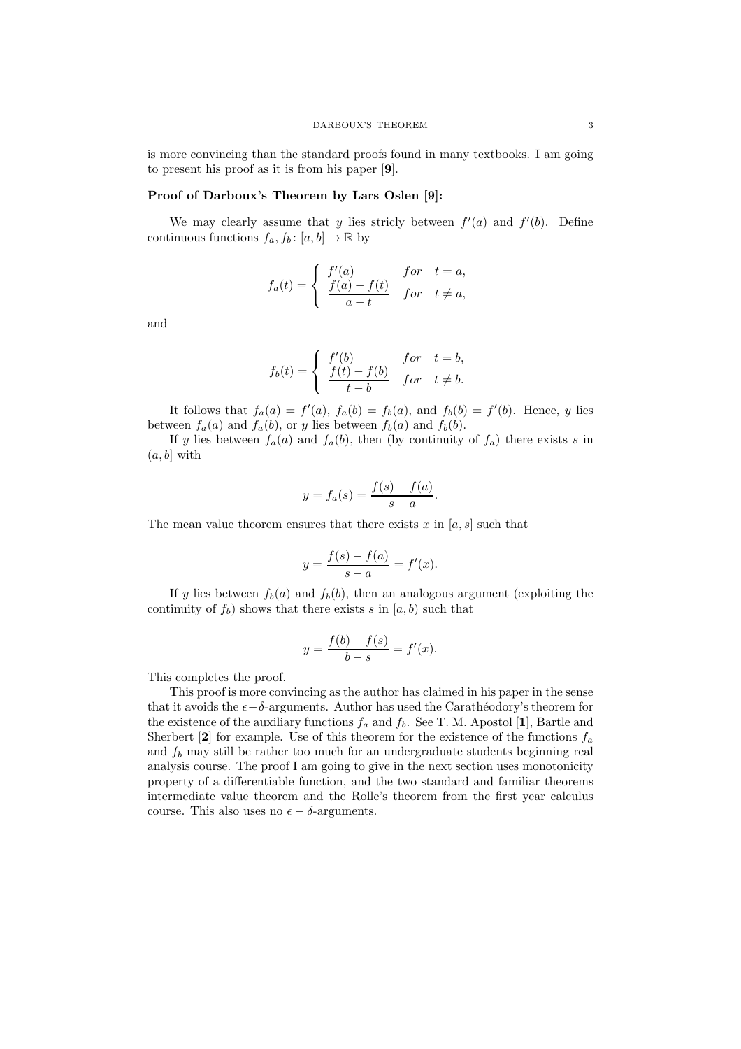is more convincing than the standard proofs found in many textbooks. I am going to present his proof as it is from his paper [**9**].

**Proof of Darboux's Theorem by Lars Oslen [9]:**

We may clearly assume that $y$ lies stricly between $f'(a)$ and $f'(b)$. Define continuous functions $f_a, f_b \colon [a,b] \to \mathbb{R}$ by

$$f_a(t) = \begin{cases} f'(a) & for \quad t = a, \\ \dfrac{f(a) - f(t)}{a - t} & for \quad t \neq a, \end{cases}$$

and

$$f_b(t) = \begin{cases} f'(b) & for \quad t = b, \\ \dfrac{f(t) - f(b)}{t - b} & for \quad t \neq b. \end{cases}$$

It follows that $f_a(a) = f'(a)$, $f_a(b) = f_b(a)$, and $f_b(b) = f'(b)$. Hence, $y$ lies between $f_a(a)$ and $f_a(b)$, or $y$ lies between $f_b(a)$ and $f_b(b)$.

If $y$ lies between $f_a(a)$ and $f_a(b)$, then (by continuity of $f_a$) there exists $s$ in $(a, b]$ with

$$y = f_a(s) = \frac{f(s) - f(a)}{s - a}.$$

The mean value theorem ensures that there exists $x$ in $[a, s]$ such that

$$y = \frac{f(s) - f(a)}{s - a} = f'(x).$$

If $y$ lies between $f_b(a)$ and $f_b(b)$, then an analogous argument (exploiting the continuity of $f_b$) shows that there exists $s$ in $[a, b)$ such that

$$y = \frac{f(b) - f(s)}{b - s} = f'(x).$$

This completes the proof.

This proof is more convincing as the author has claimed in his paper in the sense that it avoids the $\epsilon - \delta$-arguments. Author has used the Carathéodory's theorem for the existence of the auxiliary functions $f_a$ and $f_b$. See T. M. Apostol [**1**], Bartle and Sherbert [**2**] for example. Use of this theorem for the existence of the functions $f_a$ and $f_b$ may still be rather too much for an undergraduate students beginning real analysis course. The proof I am going to give in the next section uses monotonicity property of a differentiable function, and the two standard and familiar theorems intermediate value theorem and the Rolle's theorem from the first year calculus course. This also uses no $\epsilon - \delta$-arguments.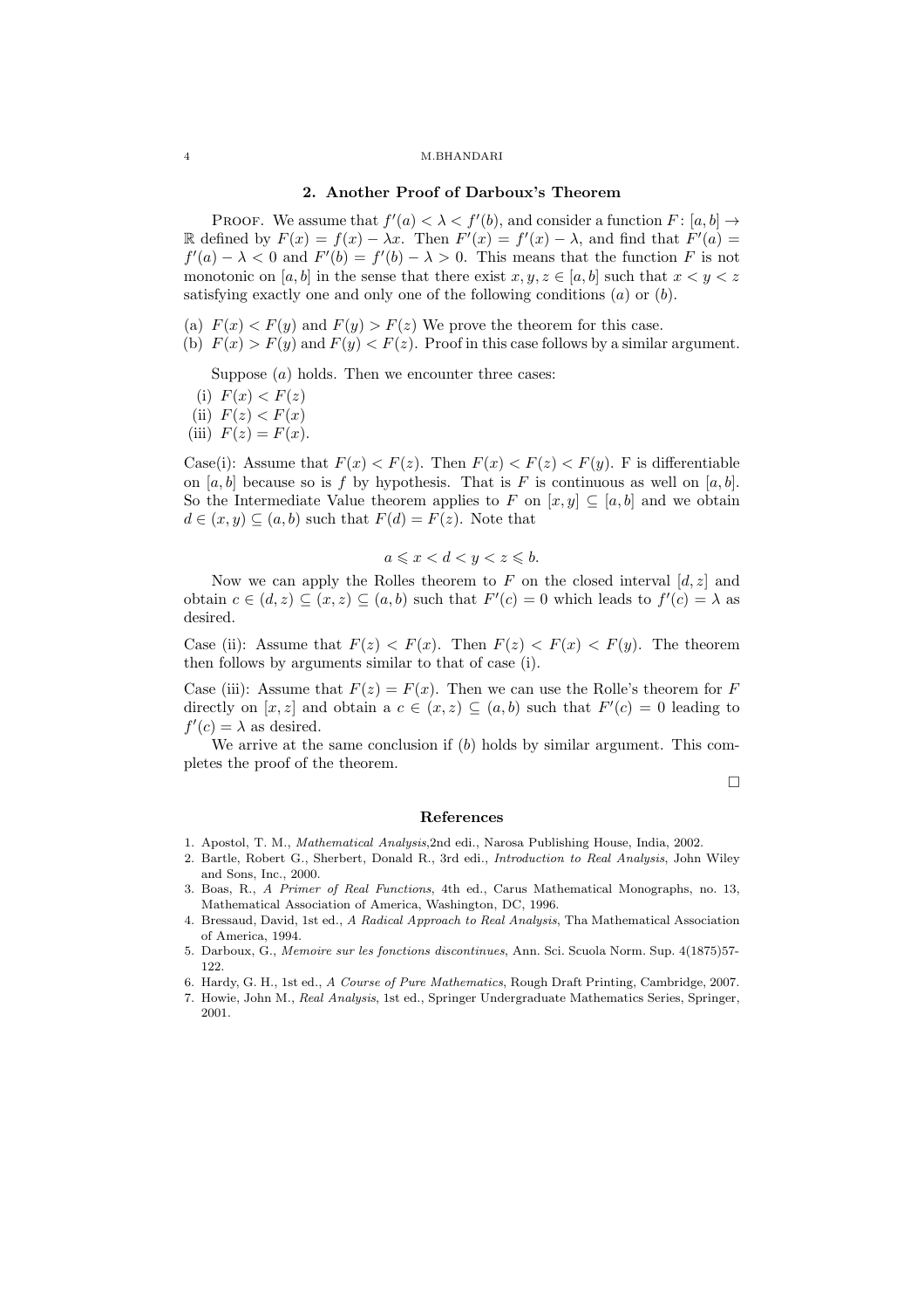## 2. Another Proof of Darboux's Theorem

Proof. We assume that $f'(a) < \lambda < f'(b)$, and consider a function $F\colon [a,b] \to \mathbb{R}$ defined by $F(x) = f(x) - \lambda x$. Then $F'(x) = f'(x) - \lambda$, and find that $F'(a) = f'(a) - \lambda < 0$ and $F'(b) = f'(b) - \lambda > 0$. This means that the function $F$ is not monotonic on $[a,b]$ in the sense that there exist $x, y, z \in [a,b]$ such that $x < y < z$ satisfying exactly one and only one of the following conditions $(a)$ or $(b)$.

(a) $F(x) < F(y)$ and $F(y) > F(z)$ We prove the theorem for this case.
(b) $F(x) > F(y)$ and $F(y) < F(z)$. Proof in this case follows by a similar argument.

Suppose $(a)$ holds. Then we encounter three cases:

(i) $F(x) < F(z)$
(ii) $F(z) < F(x)$
(iii) $F(z) = F(x)$.

Case(i): Assume that $F(x) < F(z)$. Then $F(x) < F(z) < F(y)$. F is differentiable on $[a,b]$ because so is $f$ by hypothesis. That is $F$ is continuous as well on $[a,b]$. So the Intermediate Value theorem applies to $F$ on $[x,y] \subseteq [a,b]$ and we obtain $d \in (x,y) \subseteq (a,b)$ such that $F(d) = F(z)$. Note that

$$a \leqslant x < d < y < z \leqslant b.$$

Now we can apply the Rolles theorem to $F$ on the closed interval $[d,z]$ and obtain $c \in (d,z) \subseteq (x,z) \subseteq (a,b)$ such that $F'(c) = 0$ which leads to $f'(c) = \lambda$ as desired.

Case (ii): Assume that $F(z) < F(x)$. Then $F(z) < F(x) < F(y)$. The theorem then follows by arguments similar to that of case (i).

Case (iii): Assume that $F(z) = F(x)$. Then we can use the Rolle's theorem for $F$ directly on $[x,z]$ and obtain a $c \in (x,z) \subseteq (a,b)$ such that $F'(c) = 0$ leading to $f'(c) = \lambda$ as desired.

We arrive at the same conclusion if $(b)$ holds by similar argument. This completes the proof of the theorem.

□

### References

1. Apostol, T. M., *Mathematical Analysis*,2nd edi., Narosa Publishing House, India, 2002.
2. Bartle, Robert G., Sherbert, Donald R., 3rd edi., *Introduction to Real Analysis*, John Wiley and Sons, Inc., 2000.
3. Boas, R., *A Primer of Real Functions*, 4th ed., Carus Mathematical Monographs, no. 13, Mathematical Association of America, Washington, DC, 1996.
4. Bressaud, David, 1st ed., *A Radical Approach to Real Analysis*, Tha Mathematical Association of America, 1994.
5. Darboux, G., *Memoire sur les fonctions discontinues*, Ann. Sci. Scuola Norm. Sup. 4(1875)57-122.
6. Hardy, G. H., 1st ed., *A Course of Pure Mathematics*, Rough Draft Printing, Cambridge, 2007.
7. Howie, John M., *Real Analysis*, 1st ed., Springer Undergraduate Mathematics Series, Springer, 2001.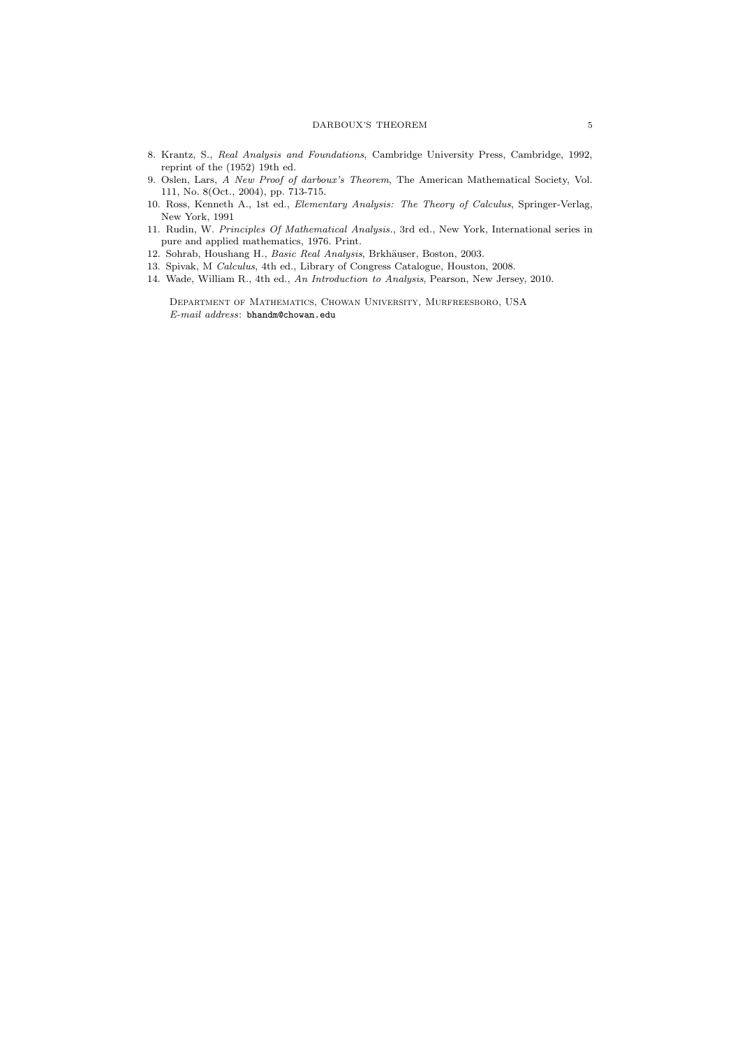8. Krantz, S., *Real Analysis and Foundations*, Cambridge University Press, Cambridge, 1992, reprint of the (1952) 19th ed.
9. Oslen, Lars, *A New Proof of darboux's Theorem*, The American Mathematical Society, Vol. 111, No. 8(Oct., 2004), pp. 713-715.
10. Ross, Kenneth A., 1st ed., *Elementary Analysis: The Theory of Calculus*, Springer-Verlag, New York, 1991
11. Rudin, W. *Principles Of Mathematical Analysis.*, 3rd ed., New York, International series in pure and applied mathematics, 1976. Print.
12. Sohrab, Houshang H., *Basic Real Analysis*, Brkhäuser, Boston, 2003.
13. Spivak, M *Calculus*, 4th ed., Library of Congress Catalogue, Houston, 2008.
14. Wade, William R., 4th ed., *An Introduction to Analysis*, Pearson, New Jersey, 2010.

Department of Mathematics, Chowan University, Murfreesboro, USA
*E-mail address*: bhandm@chowan.edu